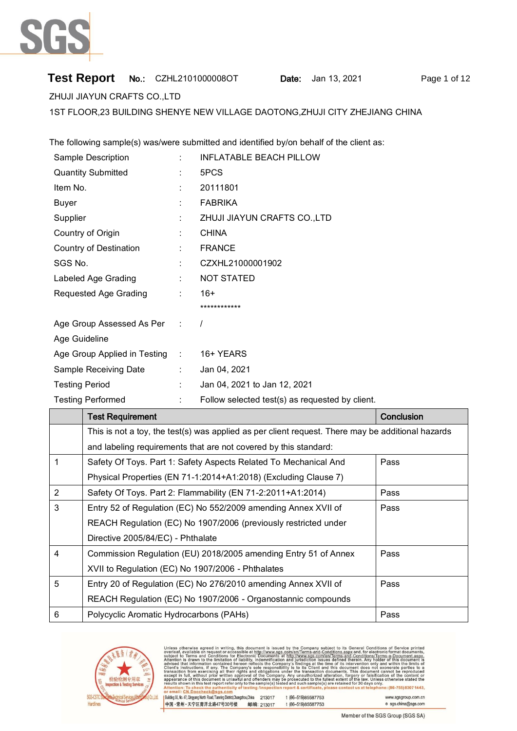# Test Report

**No.:** CZHL2101000008OT **Date:** Jan 13, 2021

ZHUJI JIAYUN CRAFTS CO.,LTD

1ST FLOOR,23 BUILDING SHENYE NEW VILLAGE DAOTONG,ZHUJI CITY ZHEJIANG CHINA

The following sample(s) was/were submitted and identified by/on behalf of the client as:

| | | |
|---|---|---|
| Sample Description | : | INFLATABLE BEACH PILLOW |
| Quantity Submitted | : | 5PCS |
| Item No. | : | 20111801 |
| Buyer | : | FABRIKA |
| Supplier | : | ZHUJI JIAYUN CRAFTS CO.,LTD |
| Country of Origin | : | CHINA |
| Country of Destination | : | FRANCE |
| SGS No. | : | CZXHL21000001902 |
| Labeled Age Grading | : | NOT STATED |
| Requested Age Grading | : | 16+ |
| | | ************ |
| Age Group Assessed As Per Age Guideline | : | / |
| Age Group Applied in Testing | : | 16+ YEARS |
| Sample Receiving Date | : | Jan 04, 2021 |
| Testing Period | : | Jan 04, 2021 to Jan 12, 2021 |
| Testing Performed | : | Follow selected test(s) as requested by client. |

| | Test Requirement | Conclusion |
|---|---|---|
| | This is not a toy, the test(s) was applied as per client request. There may be additional hazards and labeling requirements that are not covered by this standard: | |
| 1 | Safety Of Toys. Part 1: Safety Aspects Related To Mechanical And Physical Properties (EN 71-1:2014+A1:2018) (Excluding Clause 7) | Pass |
| 2 | Safety Of Toys. Part 2: Flammability (EN 71-2:2011+A1:2014) | Pass |
| 3 | Entry 52 of Regulation (EC) No 552/2009 amending Annex XVII of REACH Regulation (EC) No 1907/2006 (previously restricted under Directive 2005/84/EC) - Phthalate | Pass |
| 4 | Commission Regulation (EU) 2018/2005 amending Entry 51 of Annex XVII to Regulation (EC) No 1907/2006 - Phthalates | Pass |
| 5 | Entry 20 of Regulation (EC) No 276/2010 amending Annex XVII of REACH Regulation (EC) No 1907/2006 - Organostannic compounds | Pass |
| 6 | Polycyclic Aromatic Hydrocarbons (PAHs) | Pass |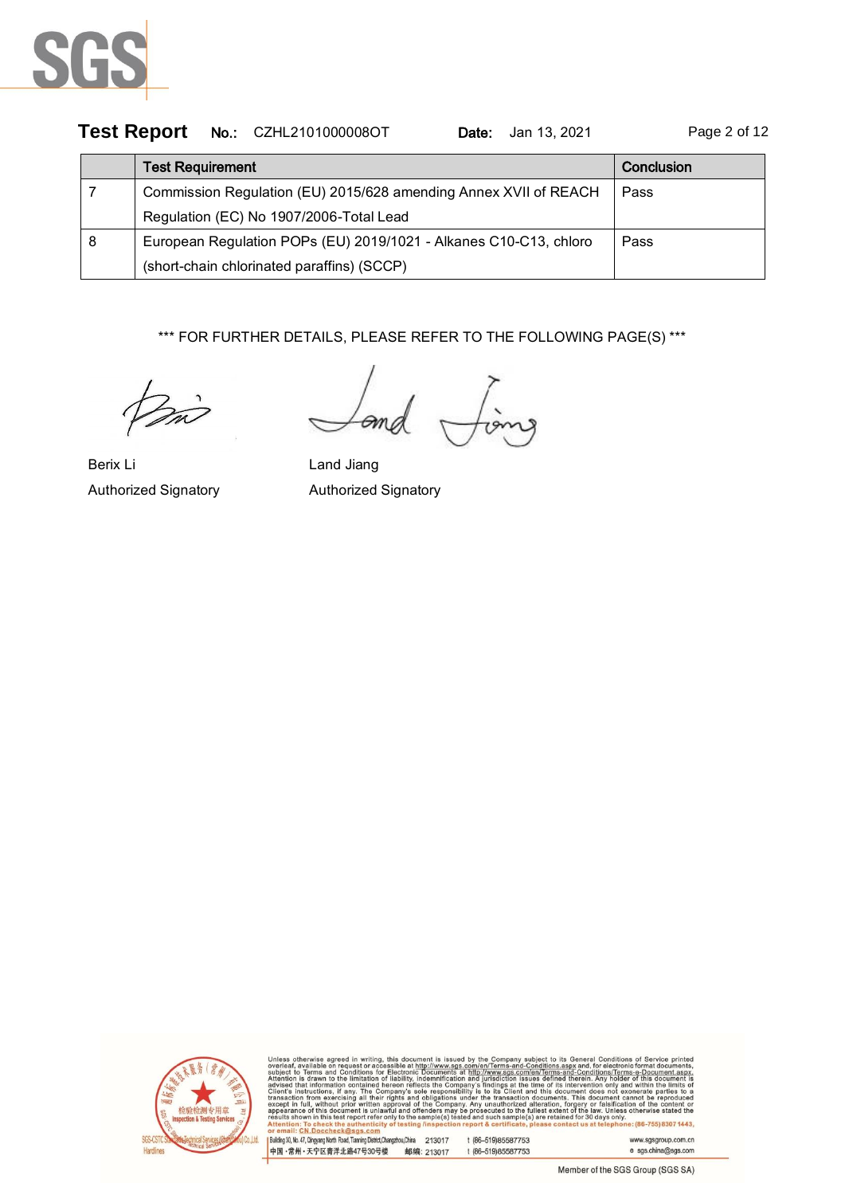| | Test Requirement | Conclusion |
|---|---|---|
| 7 | Commission Regulation (EU) 2015/628 amending Annex XVII of REACH Regulation (EC) No 1907/2006-Total Lead | Pass |
| 8 | European Regulation POPs (EU) 2019/1021 - Alkanes C10-C13, chloro (short-chain chlorinated paraffins) (SCCP) | Pass |

*** FOR FURTHER DETAILS, PLEASE REFER TO THE FOLLOWING PAGE(S) ***

Berix Li
Authorized Signatory

Land Jiang
Authorized Signatory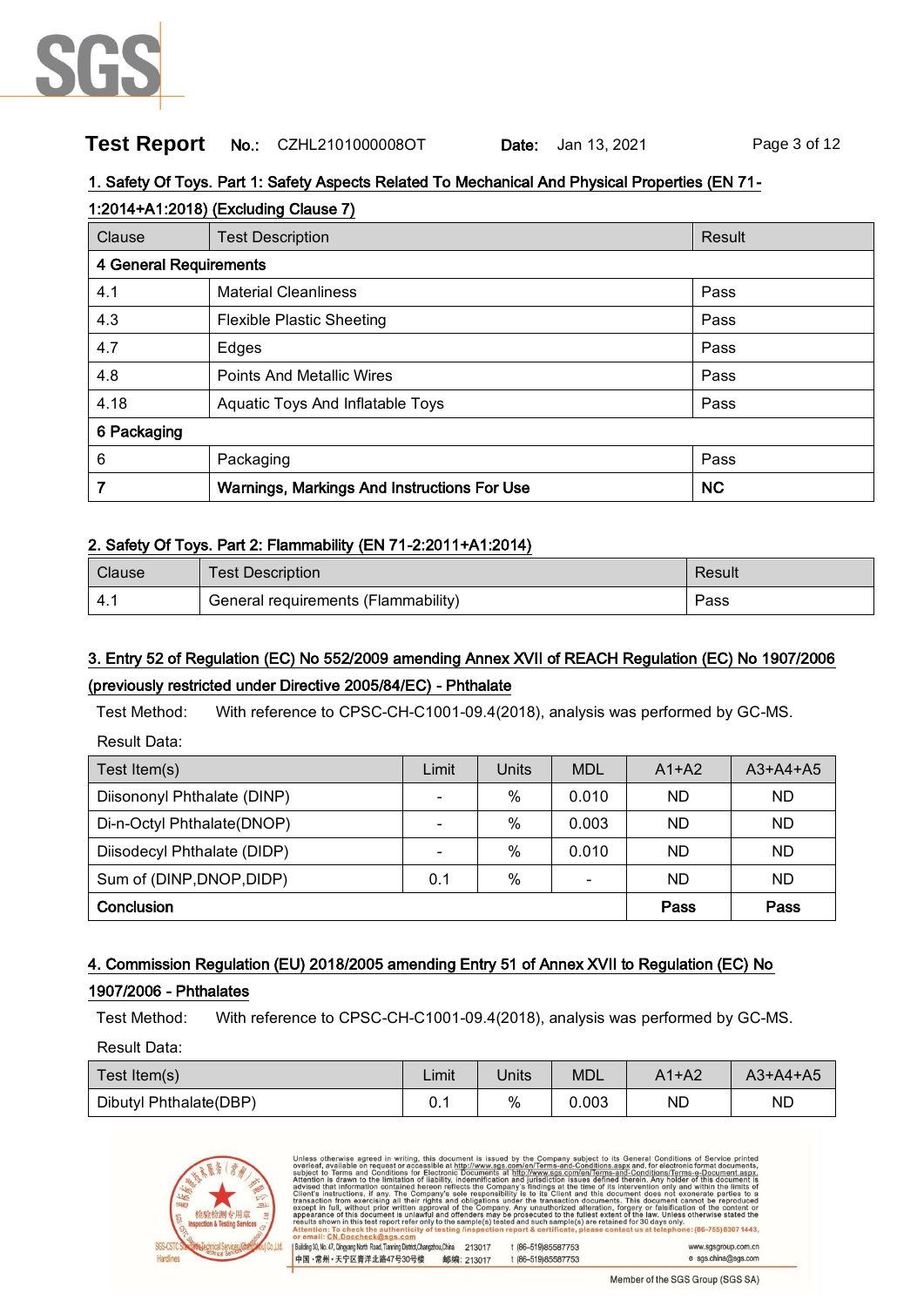**Test Report** No.: CZHL2101000008OT Date: Jan 13, 2021

## 1. Safety Of Toys. Part 1: Safety Aspects Related To Mechanical And Physical Properties (EN 71-1:2014+A1:2018) (Excluding Clause 7)

| Clause | Test Description | Result |
|---|---|---|
| **4 General Requirements** | | |
| 4.1 | Material Cleanliness | Pass |
| 4.3 | Flexible Plastic Sheeting | Pass |
| 4.7 | Edges | Pass |
| 4.8 | Points And Metallic Wires | Pass |
| 4.18 | Aquatic Toys And Inflatable Toys | Pass |
| **6 Packaging** | | |
| 6 | Packaging | Pass |
| **7** | **Warnings, Markings And Instructions For Use** | **NC** |

## 2. Safety Of Toys. Part 2: Flammability (EN 71-2:2011+A1:2014)

| Clause | Test Description | Result |
|---|---|---|
| 4.1 | General requirements (Flammability) | Pass |

## 3. Entry 52 of Regulation (EC) No 552/2009 amending Annex XVII of REACH Regulation (EC) No 1907/2006 (previously restricted under Directive 2005/84/EC) - Phthalate

Test Method: With reference to CPSC-CH-C1001-09.4(2018), analysis was performed by GC-MS.

Result Data:

| Test Item(s) | Limit | Units | MDL | A1+A2 | A3+A4+A5 |
|---|---|---|---|---|---|
| Diisononyl Phthalate (DINP) | - | % | 0.010 | ND | ND |
| Di-n-Octyl Phthalate(DNOP) | - | % | 0.003 | ND | ND |
| Diisodecyl Phthalate (DIDP) | - | % | 0.010 | ND | ND |
| Sum of (DINP,DNOP,DIDP) | 0.1 | % | - | ND | ND |
| **Conclusion** | | | | **Pass** | **Pass** |

## 4. Commission Regulation (EU) 2018/2005 amending Entry 51 of Annex XVII to Regulation (EC) No 1907/2006 - Phthalates

Test Method: With reference to CPSC-CH-C1001-09.4(2018), analysis was performed by GC-MS.

Result Data:

| Test Item(s) | Limit | Units | MDL | A1+A2 | A3+A4+A5 |
|---|---|---|---|---|---|
| Dibutyl Phthalate(DBP) | 0.1 | % | 0.003 | ND | ND |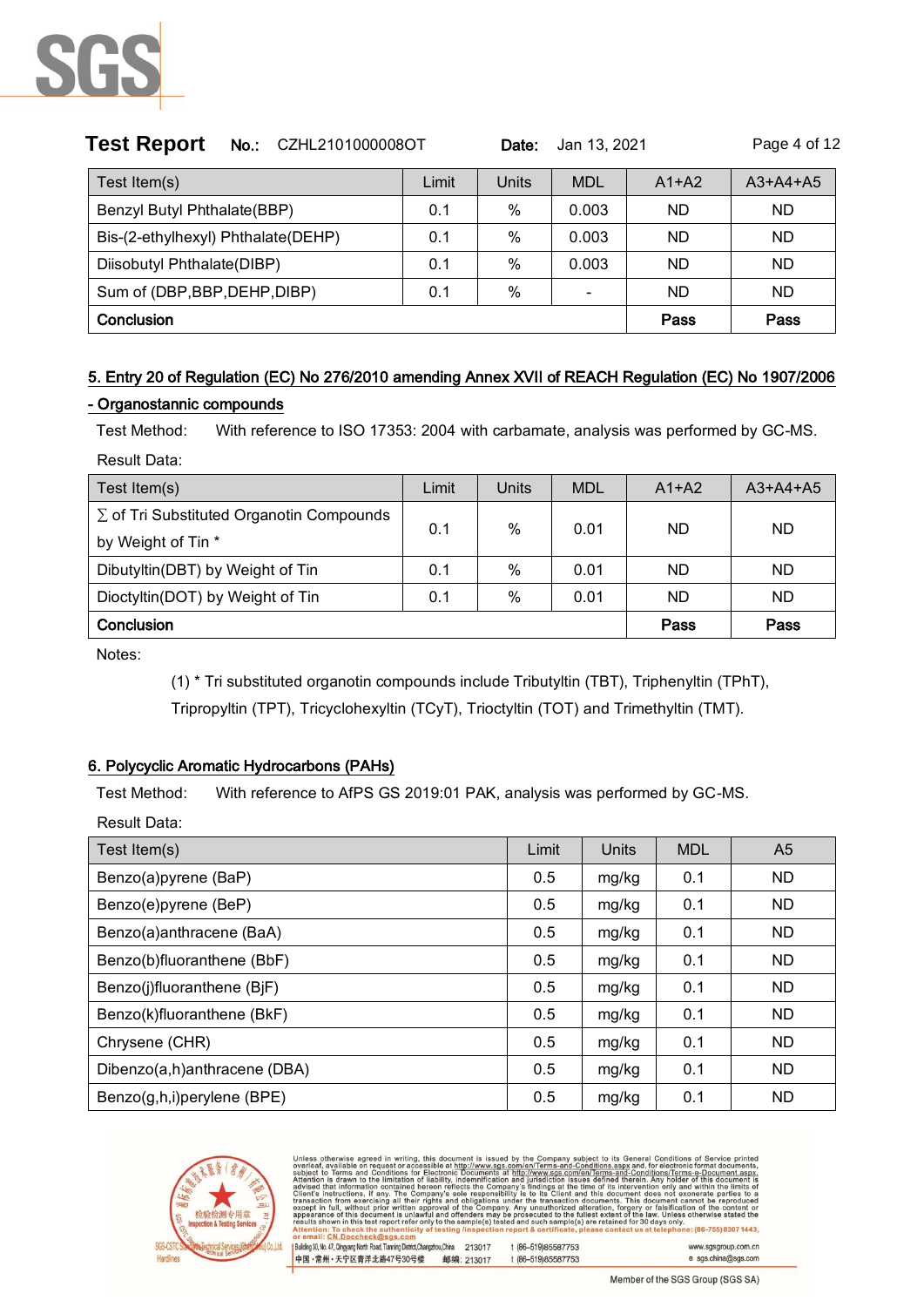| Test Item(s) | Limit | Units | MDL | A1+A2 | A3+A4+A5 |
|---|---|---|---|---|---|
| Benzyl Butyl Phthalate(BBP) | 0.1 | % | 0.003 | ND | ND |
| Bis-(2-ethylhexyl) Phthalate(DEHP) | 0.1 | % | 0.003 | ND | ND |
| Diisobutyl Phthalate(DIBP) | 0.1 | % | 0.003 | ND | ND |
| Sum of (DBP,BBP,DEHP,DIBP) | 0.1 | % | - | ND | ND |
| **Conclusion** | | | | **Pass** | **Pass** |

## 5. Entry 20 of Regulation (EC) No 276/2010 amending Annex XVII of REACH Regulation (EC) No 1907/2006 - Organostannic compounds

Test Method: With reference to ISO 17353: 2004 with carbamate, analysis was performed by GC-MS.

Result Data:

| Test Item(s) | Limit | Units | MDL | A1+A2 | A3+A4+A5 |
|---|---|---|---|---|---|
| ∑ of Tri Substituted Organotin Compounds by Weight of Tin * | 0.1 | % | 0.01 | ND | ND |
| Dibutyltin(DBT) by Weight of Tin | 0.1 | % | 0.01 | ND | ND |
| Dioctyltin(DOT) by Weight of Tin | 0.1 | % | 0.01 | ND | ND |
| **Conclusion** | | | | **Pass** | **Pass** |

Notes:

(1) * Tri substituted organotin compounds include Tributyltin (TBT), Triphenyltin (TPhT), Tripropyltin (TPT), Tricyclohexyltin (TCyT), Trioctyltin (TOT) and Trimethyltin (TMT).

## 6. Polycyclic Aromatic Hydrocarbons (PAHs)

Test Method: With reference to AfPS GS 2019:01 PAK, analysis was performed by GC-MS.

Result Data:

| Test Item(s) | Limit | Units | MDL | A5 |
|---|---|---|---|---|
| Benzo(a)pyrene (BaP) | 0.5 | mg/kg | 0.1 | ND |
| Benzo(e)pyrene (BeP) | 0.5 | mg/kg | 0.1 | ND |
| Benzo(a)anthracene (BaA) | 0.5 | mg/kg | 0.1 | ND |
| Benzo(b)fluoranthene (BbF) | 0.5 | mg/kg | 0.1 | ND |
| Benzo(j)fluoranthene (BjF) | 0.5 | mg/kg | 0.1 | ND |
| Benzo(k)fluoranthene (BkF) | 0.5 | mg/kg | 0.1 | ND |
| Chrysene (CHR) | 0.5 | mg/kg | 0.1 | ND |
| Dibenzo(a,h)anthracene (DBA) | 0.5 | mg/kg | 0.1 | ND |
| Benzo(g,h,i)perylene (BPE) | 0.5 | mg/kg | 0.1 | ND |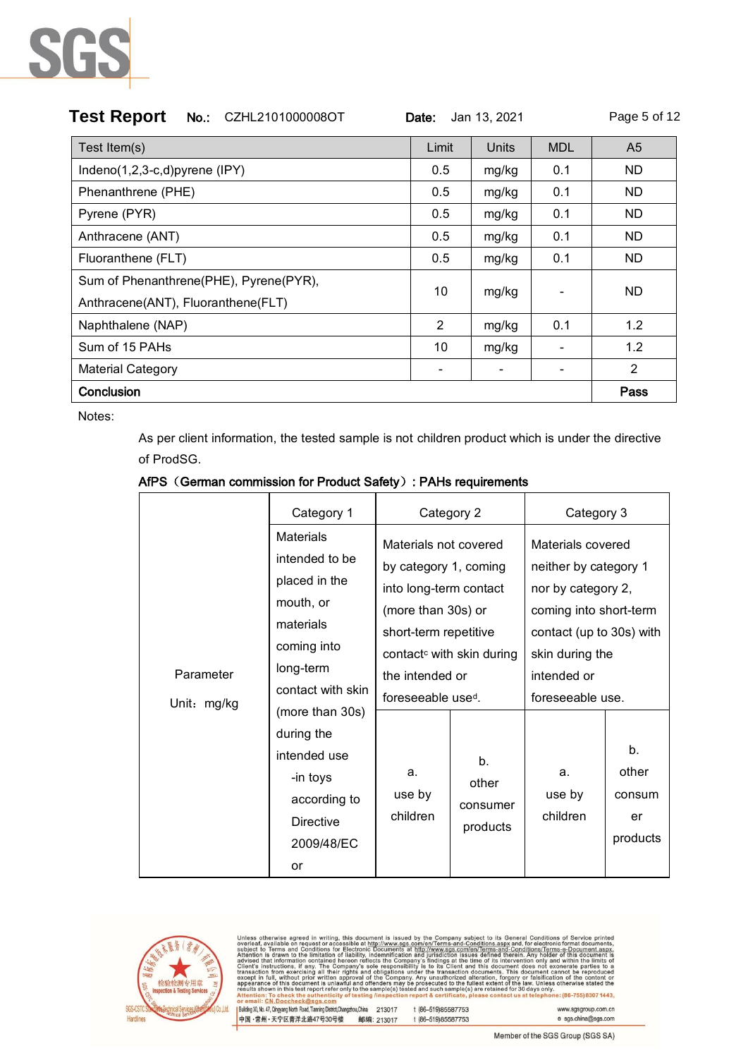**Test Report** **No.:** CZHL2101000008OT **Date:** Jan 13, 2021

| Test Item(s) | Limit | Units | MDL | A5 |
|---|---|---|---|---|
| Indeno(1,2,3-c,d)pyrene (IPY) | 0.5 | mg/kg | 0.1 | ND |
| Phenanthrene (PHE) | 0.5 | mg/kg | 0.1 | ND |
| Pyrene (PYR) | 0.5 | mg/kg | 0.1 | ND |
| Anthracene (ANT) | 0.5 | mg/kg | 0.1 | ND |
| Fluoranthene (FLT) | 0.5 | mg/kg | 0.1 | ND |
| Sum of Phenanthrene(PHE), Pyrene(PYR), Anthracene(ANT), Fluoranthene(FLT) | 10 | mg/kg | - | ND |
| Naphthalene (NAP) | 2 | mg/kg | 0.1 | 1.2 |
| Sum of 15 PAHs | 10 | mg/kg | - | 1.2 |
| Material Category | - | - | - | 2 |
| **Conclusion** | | | | **Pass** |

Notes:

As per client information, the tested sample is not children product which is under the directive of ProdSG.

**AfPS（German commission for Product Safety）: PAHs requirements**

| Parameter Unit：mg/kg | Category 1 | Category 2 | | Category 3 | |
|---|---|---|---|---|---|
| | Materials intended to be placed in the mouth, or materials coming into long-term contact with skin (more than 30s) during the intended use -in toys according to Directive 2009/48/EC or | Materials not covered by category 1, coming into long-term contact (more than 30s) or short-term repetitive contact[c] with skin during the intended or foreseeable use[d]. | | Materials covered neither by category 1 nor by category 2, coming into short-term contact (up to 30s) with skin during the intended or foreseeable use. | |
| | | a. use by children | b. other consumer products | a. use by children | b. other consumer products |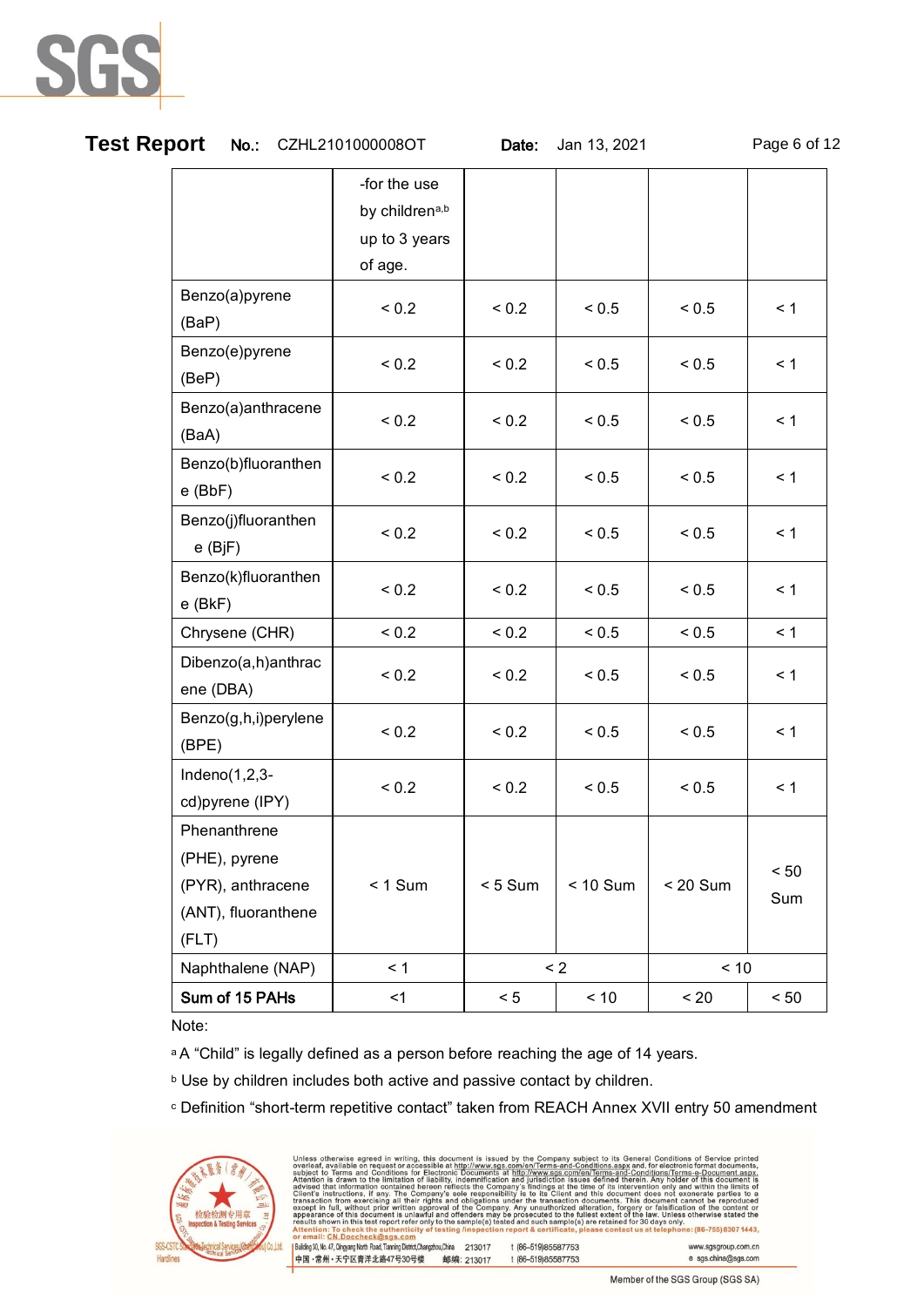| | -for the use by children[a,b] up to 3 years of age. | | | | |
|---|---|---|---|---|---|
| Benzo(a)pyrene (BaP) | < 0.2 | < 0.2 | < 0.5 | < 0.5 | < 1 |
| Benzo(e)pyrene (BeP) | < 0.2 | < 0.2 | < 0.5 | < 0.5 | < 1 |
| Benzo(a)anthracene (BaA) | < 0.2 | < 0.2 | < 0.5 | < 0.5 | < 1 |
| Benzo(b)fluoranthene (BbF) | < 0.2 | < 0.2 | < 0.5 | < 0.5 | < 1 |
| Benzo(j)fluoranthene (BjF) | < 0.2 | < 0.2 | < 0.5 | < 0.5 | < 1 |
| Benzo(k)fluoranthene (BkF) | < 0.2 | < 0.2 | < 0.5 | < 0.5 | < 1 |
| Chrysene (CHR) | < 0.2 | < 0.2 | < 0.5 | < 0.5 | < 1 |
| Dibenzo(a,h)anthracene (DBA) | < 0.2 | < 0.2 | < 0.5 | < 0.5 | < 1 |
| Benzo(g,h,i)perylene (BPE) | < 0.2 | < 0.2 | < 0.5 | < 0.5 | < 1 |
| Indeno(1,2,3-cd)pyrene (IPY) | < 0.2 | < 0.2 | < 0.5 | < 0.5 | < 1 |
| Phenanthrene (PHE), pyrene (PYR), anthracene (ANT), fluoranthene (FLT) | < 1 Sum | < 5 Sum | < 10 Sum | < 20 Sum | < 50 Sum |
| Naphthalene (NAP) | < 1 | < 2 | | < 10 | |
| **Sum of 15 PAHs** | <1 | < 5 | < 10 | < 20 | < 50 |

Note:

[a] A "Child" is legally defined as a person before reaching the age of 14 years.

[b] Use by children includes both active and passive contact by children.

[c] Definition "short-term repetitive contact" taken from REACH Annex XVII entry 50 amendment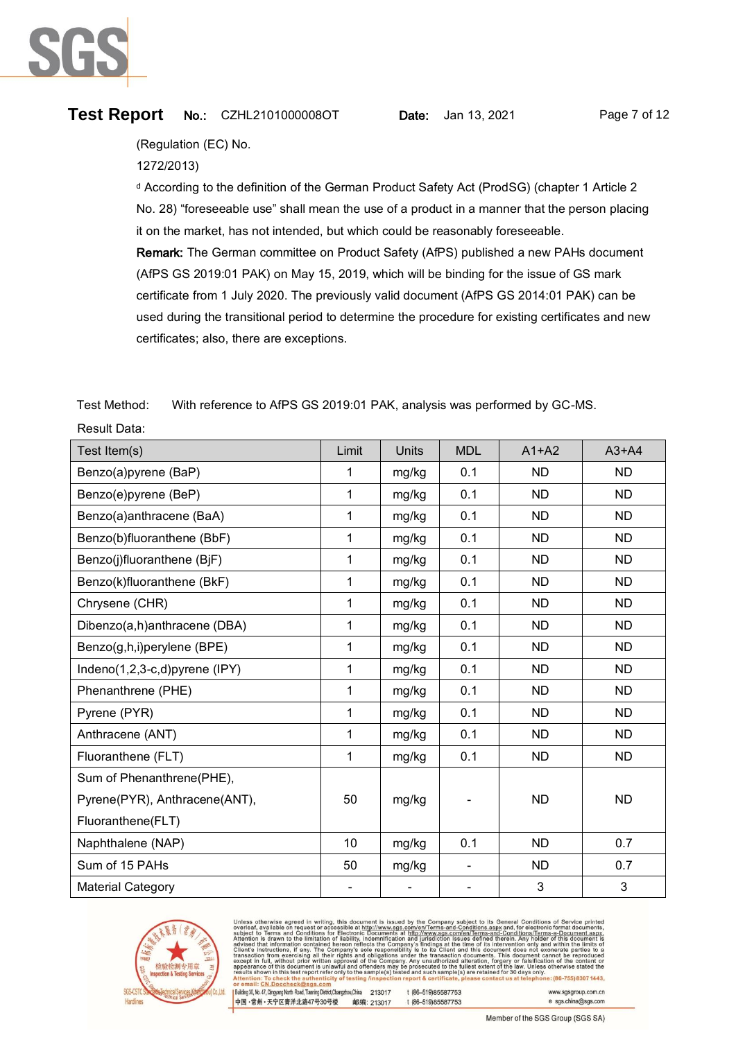(Regulation (EC) No.
1272/2013)

[d] According to the definition of the German Product Safety Act (ProdSG) (chapter 1 Article 2 No. 28) “foreseeable use” shall mean the use of a product in a manner that the person placing it on the market, has not intended, but which could be reasonably foreseeable.

**Remark:** The German committee on Product Safety (AfPS) published a new PAHs document (AfPS GS 2019:01 PAK) on May 15, 2019, which will be binding for the issue of GS mark certificate from 1 July 2020. The previously valid document (AfPS GS 2014:01 PAK) can be used during the transitional period to determine the procedure for existing certificates and new certificates; also, there are exceptions.

Test Method: With reference to AfPS GS 2019:01 PAK, analysis was performed by GC-MS.

Result Data:

| Test Item(s) | Limit | Units | MDL | A1+A2 | A3+A4 |
|---|---|---|---|---|---|
| Benzo(a)pyrene (BaP) | 1 | mg/kg | 0.1 | ND | ND |
| Benzo(e)pyrene (BeP) | 1 | mg/kg | 0.1 | ND | ND |
| Benzo(a)anthracene (BaA) | 1 | mg/kg | 0.1 | ND | ND |
| Benzo(b)fluoranthene (BbF) | 1 | mg/kg | 0.1 | ND | ND |
| Benzo(j)fluoranthene (BjF) | 1 | mg/kg | 0.1 | ND | ND |
| Benzo(k)fluoranthene (BkF) | 1 | mg/kg | 0.1 | ND | ND |
| Chrysene (CHR) | 1 | mg/kg | 0.1 | ND | ND |
| Dibenzo(a,h)anthracene (DBA) | 1 | mg/kg | 0.1 | ND | ND |
| Benzo(g,h,i)perylene (BPE) | 1 | mg/kg | 0.1 | ND | ND |
| Indeno(1,2,3-c,d)pyrene (IPY) | 1 | mg/kg | 0.1 | ND | ND |
| Phenanthrene (PHE) | 1 | mg/kg | 0.1 | ND | ND |
| Pyrene (PYR) | 1 | mg/kg | 0.1 | ND | ND |
| Anthracene (ANT) | 1 | mg/kg | 0.1 | ND | ND |
| Fluoranthene (FLT) | 1 | mg/kg | 0.1 | ND | ND |
| Sum of Phenanthrene(PHE), Pyrene(PYR), Anthracene(ANT), Fluoranthene(FLT) | 50 | mg/kg | - | ND | ND |
| Naphthalene (NAP) | 10 | mg/kg | 0.1 | ND | 0.7 |
| Sum of 15 PAHs | 50 | mg/kg | - | ND | 0.7 |
| Material Category | - | - | - | 3 | 3 |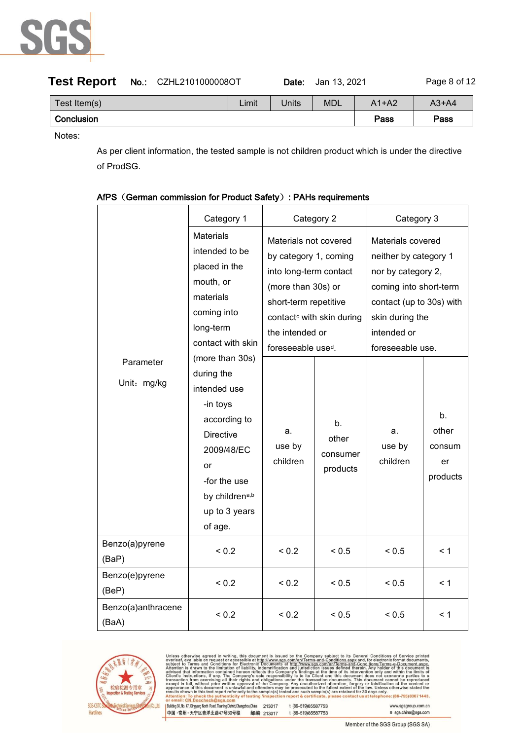**Test Report** **No.:** CZHL2101000008OT **Date:** Jan 13, 2021

| Test Item(s) | Limit | Units | MDL | A1+A2 | A3+A4 |
|---|---|---|---|---|---|
| **Conclusion** | | | | **Pass** | **Pass** |

Notes:

As per client information, the tested sample is not children product which is under the directive of ProdSG.

**AfPS（German commission for Product Safety）: PAHs requirements**

| Parameter Unit：mg/kg | Category 1 | Category 2 | | Category 3 | |
|---|---|---|---|---|---|
| | Materials intended to be placed in the mouth, or materials coming into long-term contact with skin (more than 30s) during the intended use -in toys according to Directive 2009/48/EC or -for the use by children[a,b] up to 3 years of age. | Materials not covered by category 1, coming into long-term contact (more than 30s) or short-term repetitive contact[c] with skin during the intended or foreseeable use[d]. | | Materials covered neither by category 1 nor by category 2, coming into short-term contact (up to 30s) with skin during the intended or foreseeable use. | |
| | | a. use by children | b. other consumer products | a. use by children | b. other consumer products |
| Benzo(a)pyrene (BaP) | < 0.2 | < 0.2 | < 0.5 | < 0.5 | < 1 |
| Benzo(e)pyrene (BeP) | < 0.2 | < 0.2 | < 0.5 | < 0.5 | < 1 |
| Benzo(a)anthracene (BaA) | < 0.2 | < 0.2 | < 0.5 | < 0.5 | < 1 |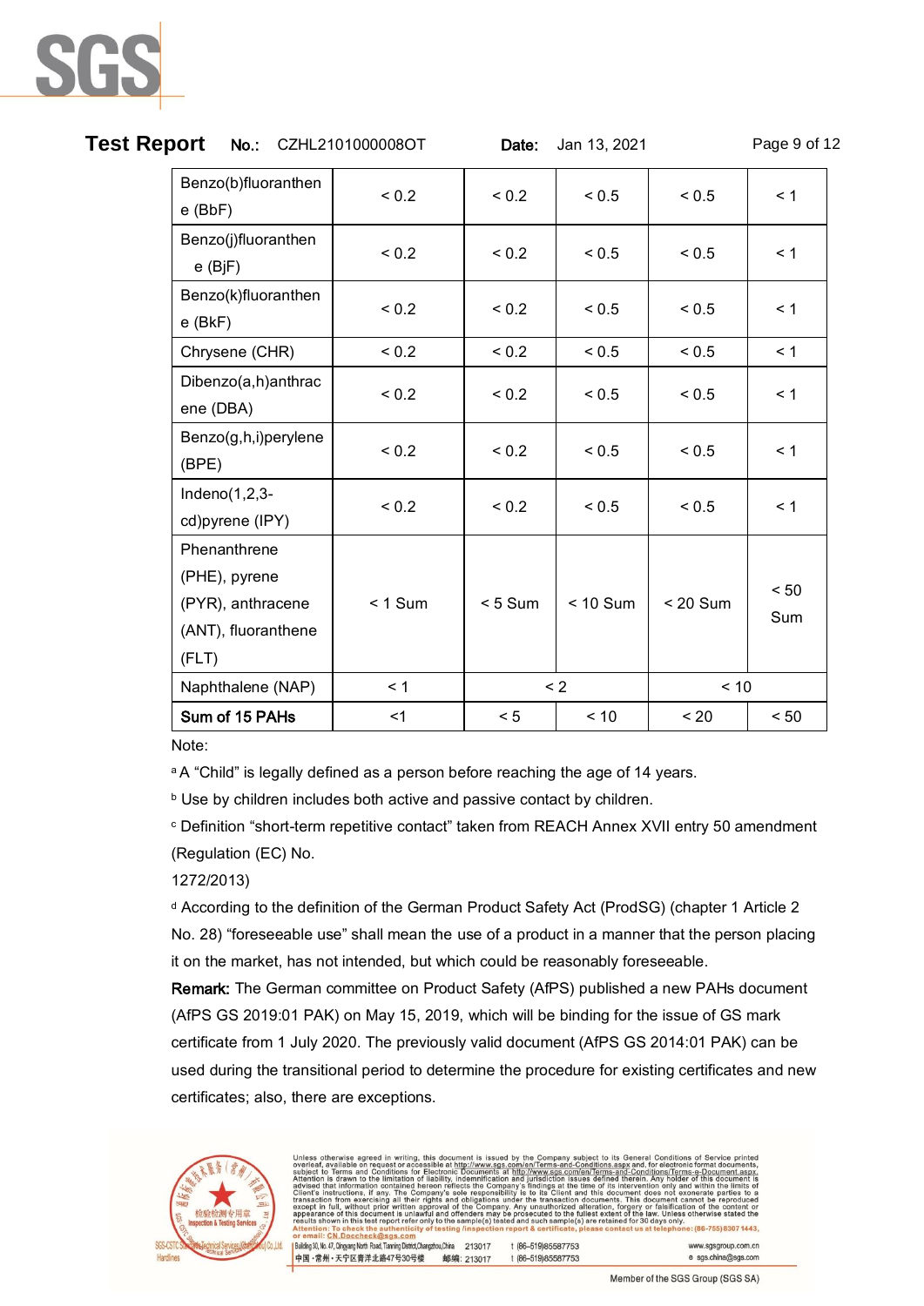| | | | | | |
|---|---|---|---|---|---|
| Benzo(b)fluoranthene (BbF) | < 0.2 | < 0.2 | < 0.5 | < 0.5 | < 1 |
| Benzo(j)fluoranthene (BjF) | < 0.2 | < 0.2 | < 0.5 | < 0.5 | < 1 |
| Benzo(k)fluoranthene (BkF) | < 0.2 | < 0.2 | < 0.5 | < 0.5 | < 1 |
| Chrysene (CHR) | < 0.2 | < 0.2 | < 0.5 | < 0.5 | < 1 |
| Dibenzo(a,h)anthracene (DBA) | < 0.2 | < 0.2 | < 0.5 | < 0.5 | < 1 |
| Benzo(g,h,i)perylene (BPE) | < 0.2 | < 0.2 | < 0.5 | < 0.5 | < 1 |
| Indeno(1,2,3-cd)pyrene (IPY) | < 0.2 | < 0.2 | < 0.5 | < 0.5 | < 1 |
| Phenanthrene (PHE), pyrene (PYR), anthracene (ANT), fluoranthene (FLT) | < 1 Sum | < 5 Sum | < 10 Sum | < 20 Sum | < 50 Sum |
| Naphthalene (NAP) | < 1 | < 2 | | < 10 | |
| **Sum of 15 PAHs** | <1 | < 5 | < 10 | < 20 | < 50 |

Note:

[a] A “Child” is legally defined as a person before reaching the age of 14 years.

[b] Use by children includes both active and passive contact by children.

[c] Definition “short-term repetitive contact” taken from REACH Annex XVII entry 50 amendment (Regulation (EC) No. 1272/2013)

[d] According to the definition of the German Product Safety Act (ProdSG) (chapter 1 Article 2 No. 28) “foreseeable use” shall mean the use of a product in a manner that the person placing it on the market, has not intended, but which could be reasonably foreseeable.

**Remark:** The German committee on Product Safety (AfPS) published a new PAHs document (AfPS GS 2019:01 PAK) on May 15, 2019, which will be binding for the issue of GS mark certificate from 1 July 2020. The previously valid document (AfPS GS 2014:01 PAK) can be used during the transitional period to determine the procedure for existing certificates and new certificates; also, there are exceptions.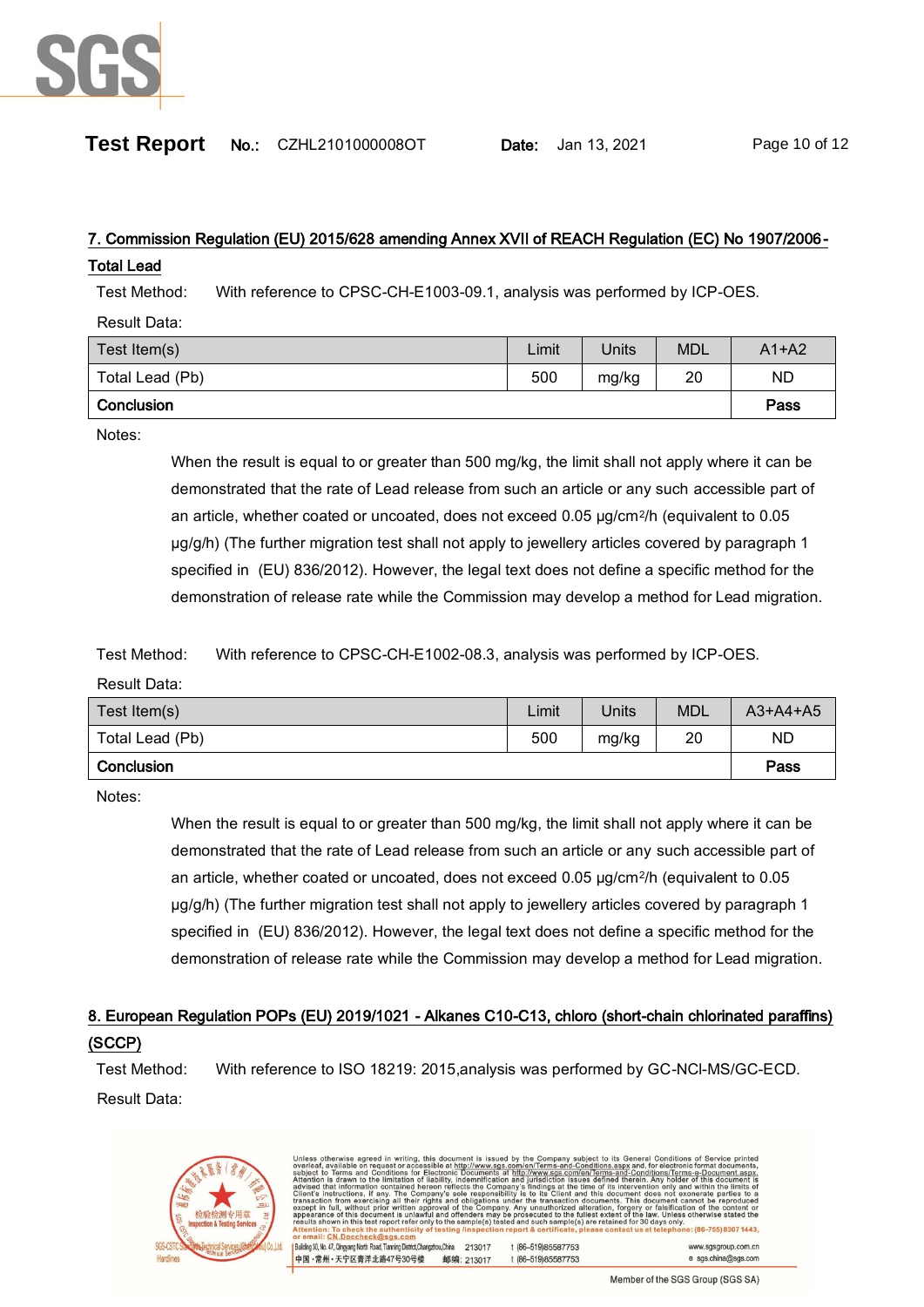## 7. Commission Regulation (EU) 2015/628 amending Annex XVII of REACH Regulation (EC) No 1907/2006 - Total Lead

Test Method: With reference to CPSC-CH-E1003-09.1, analysis was performed by ICP-OES.

Result Data:

| Test Item(s) | Limit | Units | MDL | A1+A2 |
|---|---|---|---|---|
| Total Lead (Pb) | 500 | mg/kg | 20 | ND |
| **Conclusion** | | | | **Pass** |

Notes:

When the result is equal to or greater than 500 mg/kg, the limit shall not apply where it can be demonstrated that the rate of Lead release from such an article or any such accessible part of an article, whether coated or uncoated, does not exceed 0.05 μg/cm²/h (equivalent to 0.05 μg/g/h) (The further migration test shall not apply to jewellery articles covered by paragraph 1 specified in (EU) 836/2012). However, the legal text does not define a specific method for the demonstration of release rate while the Commission may develop a method for Lead migration.

Test Method: With reference to CPSC-CH-E1002-08.3, analysis was performed by ICP-OES.

Result Data:

| Test Item(s) | Limit | Units | MDL | A3+A4+A5 |
|---|---|---|---|---|
| Total Lead (Pb) | 500 | mg/kg | 20 | ND |
| **Conclusion** | | | | **Pass** |

Notes:

When the result is equal to or greater than 500 mg/kg, the limit shall not apply where it can be demonstrated that the rate of Lead release from such an article or any such accessible part of an article, whether coated or uncoated, does not exceed 0.05 μg/cm²/h (equivalent to 0.05 μg/g/h) (The further migration test shall not apply to jewellery articles covered by paragraph 1 specified in (EU) 836/2012). However, the legal text does not define a specific method for the demonstration of release rate while the Commission may develop a method for Lead migration.

## 8. European Regulation POPs (EU) 2019/1021 - Alkanes C10-C13, chloro (short-chain chlorinated paraffins) (SCCP)

Test Method: With reference to ISO 18219: 2015,analysis was performed by GC-NCI-MS/GC-ECD.

Result Data: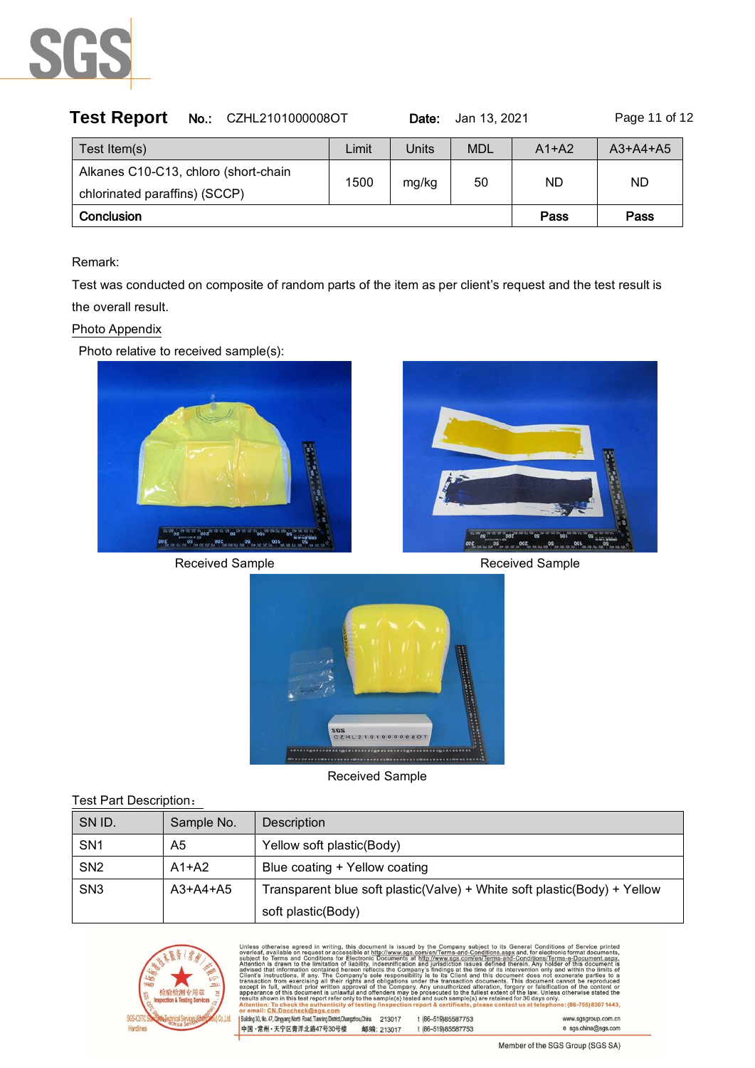**Test Report** **No.:** CZHL2101000008OT **Date:** Jan 13, 2021

| Test Item(s) | Limit | Units | MDL | A1+A2 | A3+A4+A5 |
|---|---|---|---|---|---|
| Alkanes C10-C13, chloro (short-chain chlorinated paraffins) (SCCP) | 1500 | mg/kg | 50 | ND | ND |
| **Conclusion** | | | | **Pass** | **Pass** |

Remark:

Test was conducted on composite of random parts of the item as per client's request and the test result is the overall result.

Photo Appendix

Photo relative to received sample(s):

Received Sample

Received Sample

Received Sample

Test Part Description：

| SN ID. | Sample No. | Description |
|---|---|---|
| SN1 | A5 | Yellow soft plastic(Body) |
| SN2 | A1+A2 | Blue coating + Yellow coating |
| SN3 | A3+A4+A5 | Transparent blue soft plastic(Valve) + White soft plastic(Body) + Yellow soft plastic(Body) |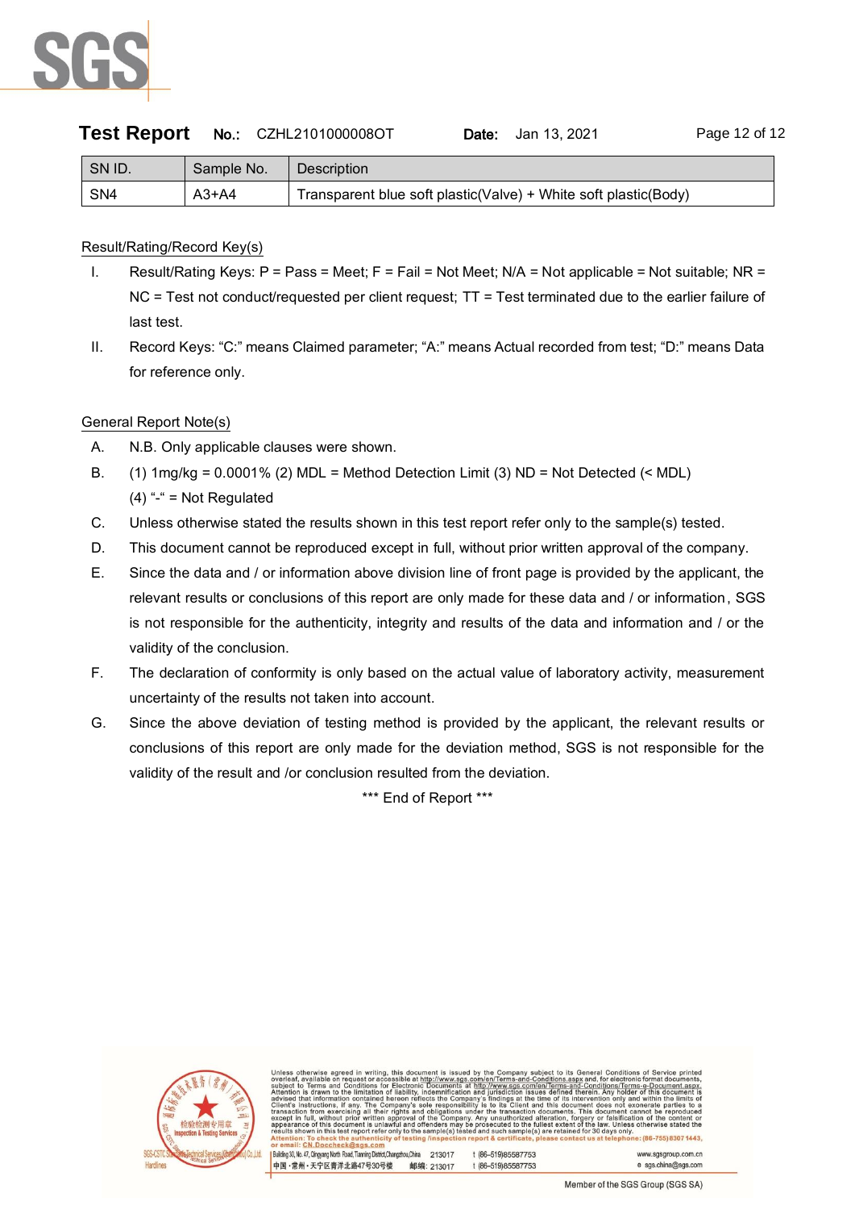**Test Report** **No.:** CZHL2101000008OT **Date:** Jan 13, 2021

| SN ID. | Sample No. | Description |
|---|---|---|
| SN4 | A3+A4 | Transparent blue soft plastic(Valve) + White soft plastic(Body) |

Result/Rating/Record Key(s)

I. Result/Rating Keys: P = Pass = Meet; F = Fail = Not Meet; N/A = Not applicable = Not suitable; NR = NC = Test not conduct/requested per client request; TT = Test terminated due to the earlier failure of last test.

II. Record Keys: "C:" means Claimed parameter; "A:" means Actual recorded from test; "D:" means Data for reference only.

General Report Note(s)

A. N.B. Only applicable clauses were shown.

B. (1) 1mg/kg = 0.0001% (2) MDL = Method Detection Limit (3) ND = Not Detected (< MDL) (4) "-" = Not Regulated

C. Unless otherwise stated the results shown in this test report refer only to the sample(s) tested.

D. This document cannot be reproduced except in full, without prior written approval of the company.

E. Since the data and / or information above division line of front page is provided by the applicant, the relevant results or conclusions of this report are only made for these data and / or information, SGS is not responsible for the authenticity, integrity and results of the data and information and / or the validity of the conclusion.

F. The declaration of conformity is only based on the actual value of laboratory activity, measurement uncertainty of the results not taken into account.

G. Since the above deviation of testing method is provided by the applicant, the relevant results or conclusions of this report are only made for the deviation method, SGS is not responsible for the validity of the result and /or conclusion resulted from the deviation.

*** End of Report ***